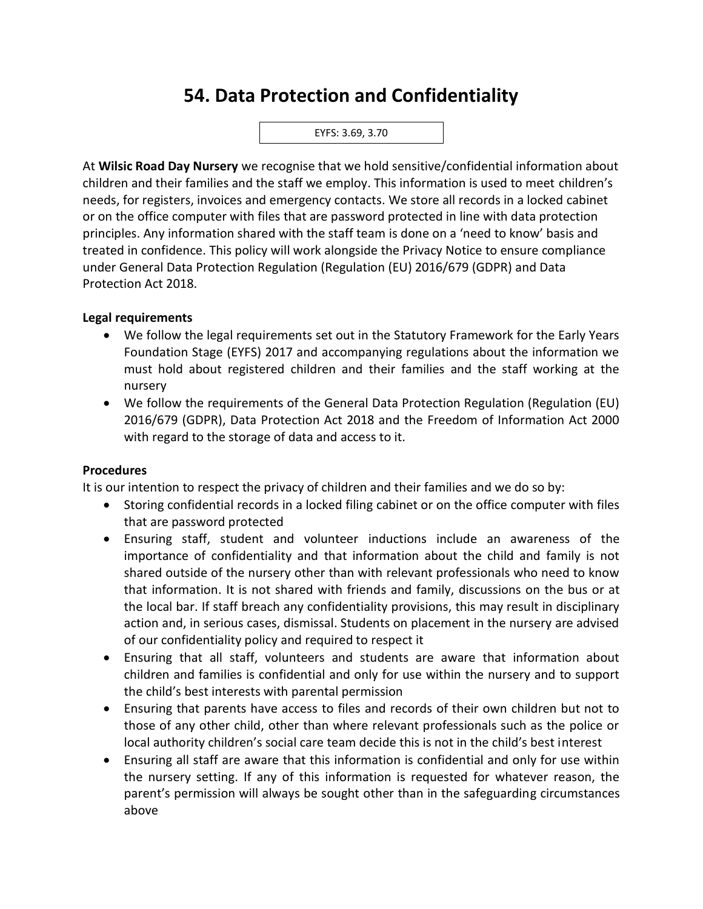# 54. Data Protection and Confidentiality

EYFS: 3.69, 3.70

At **Wilsic Road Day Nursery** we recognise that we hold sensitive/confidential information about children and their families and the staff we employ. This information is used to meet children's needs, for registers, invoices and emergency contacts. We store all records in a locked cabinet or on the office computer with files that are password protected in line with data protection principles. Any information shared with the staff team is done on a 'need to know' basis and treated in confidence. This policy will work alongside the Privacy Notice to ensure compliance under General Data Protection Regulation (Regulation (EU) 2016/679 (GDPR) and Data Protection Act 2018.

**Legal requirements**

- We follow the legal requirements set out in the Statutory Framework for the Early Years Foundation Stage (EYFS) 2017 and accompanying regulations about the information we must hold about registered children and their families and the staff working at the nursery
- We follow the requirements of the General Data Protection Regulation (Regulation (EU) 2016/679 (GDPR), Data Protection Act 2018 and the Freedom of Information Act 2000 with regard to the storage of data and access to it.

**Procedures**

It is our intention to respect the privacy of children and their families and we do so by:

- Storing confidential records in a locked filing cabinet or on the office computer with files that are password protected
- Ensuring staff, student and volunteer inductions include an awareness of the importance of confidentiality and that information about the child and family is not shared outside of the nursery other than with relevant professionals who need to know that information. It is not shared with friends and family, discussions on the bus or at the local bar. If staff breach any confidentiality provisions, this may result in disciplinary action and, in serious cases, dismissal. Students on placement in the nursery are advised of our confidentiality policy and required to respect it
- Ensuring that all staff, volunteers and students are aware that information about children and families is confidential and only for use within the nursery and to support the child's best interests with parental permission
- Ensuring that parents have access to files and records of their own children but not to those of any other child, other than where relevant professionals such as the police or local authority children's social care team decide this is not in the child's best interest
- Ensuring all staff are aware that this information is confidential and only for use within the nursery setting. If any of this information is requested for whatever reason, the parent's permission will always be sought other than in the safeguarding circumstances above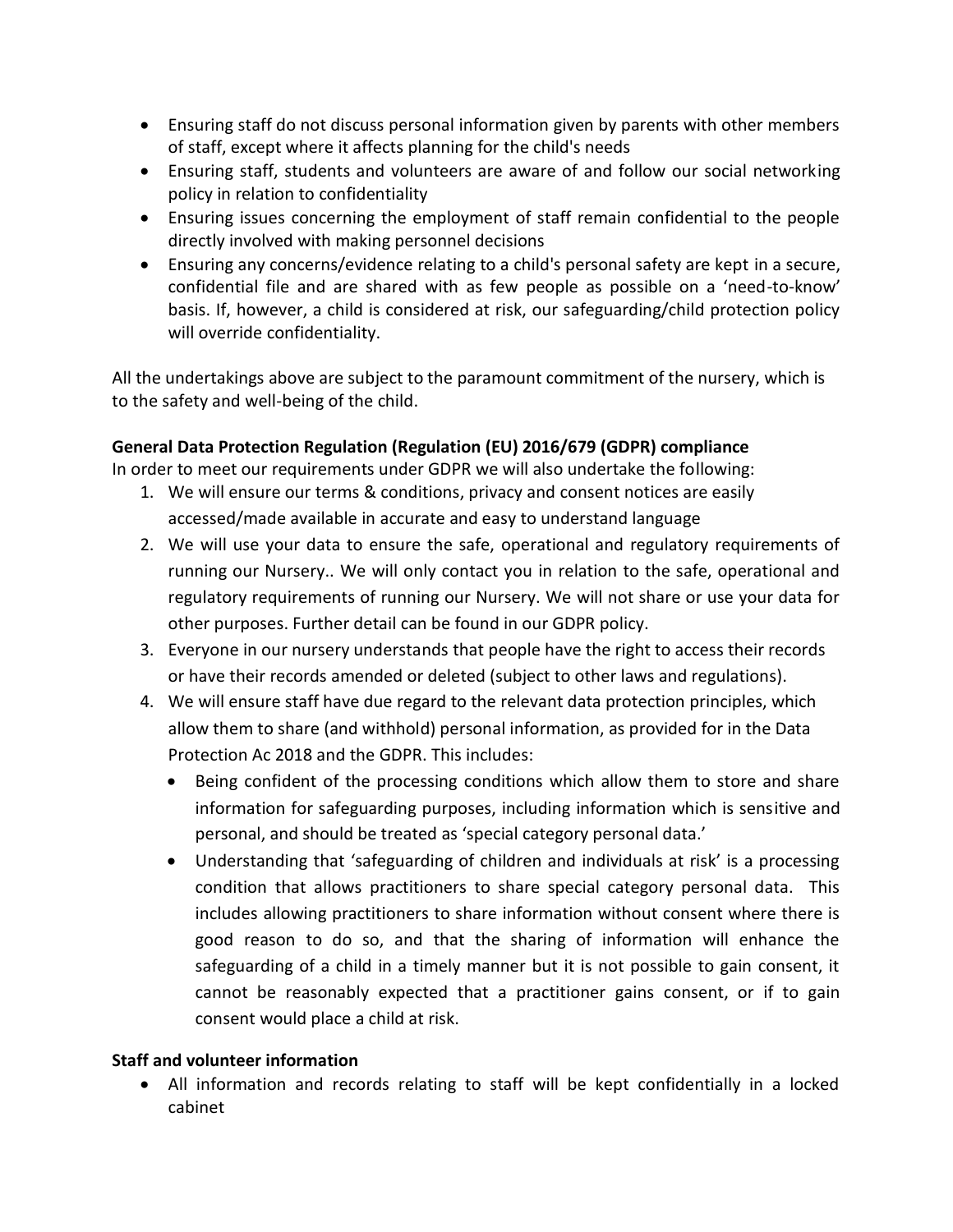- Ensuring staff do not discuss personal information given by parents with other members of staff, except where it affects planning for the child's needs
- Ensuring staff, students and volunteers are aware of and follow our social networking policy in relation to confidentiality
- Ensuring issues concerning the employment of staff remain confidential to the people directly involved with making personnel decisions
- Ensuring any concerns/evidence relating to a child's personal safety are kept in a secure, confidential file and are shared with as few people as possible on a 'need-to-know' basis. If, however, a child is considered at risk, our safeguarding/child protection policy will override confidentiality.

All the undertakings above are subject to the paramount commitment of the nursery, which is to the safety and well-being of the child.

**General Data Protection Regulation (Regulation (EU) 2016/679 (GDPR) compliance**

In order to meet our requirements under GDPR we will also undertake the following:

1. We will ensure our terms & conditions, privacy and consent notices are easily accessed/made available in accurate and easy to understand language
2. We will use your data to ensure the safe, operational and regulatory requirements of running our Nursery.. We will only contact you in relation to the safe, operational and regulatory requirements of running our Nursery. We will not share or use your data for other purposes. Further detail can be found in our GDPR policy.
3. Everyone in our nursery understands that people have the right to access their records or have their records amended or deleted (subject to other laws and regulations).
4. We will ensure staff have due regard to the relevant data protection principles, which allow them to share (and withhold) personal information, as provided for in the Data Protection Ac 2018 and the GDPR. This includes:
   - Being confident of the processing conditions which allow them to store and share information for safeguarding purposes, including information which is sensitive and personal, and should be treated as 'special category personal data.'
   - Understanding that 'safeguarding of children and individuals at risk' is a processing condition that allows practitioners to share special category personal data. This includes allowing practitioners to share information without consent where there is good reason to do so, and that the sharing of information will enhance the safeguarding of a child in a timely manner but it is not possible to gain consent, it cannot be reasonably expected that a practitioner gains consent, or if to gain consent would place a child at risk.

**Staff and volunteer information**

- All information and records relating to staff will be kept confidentially in a locked cabinet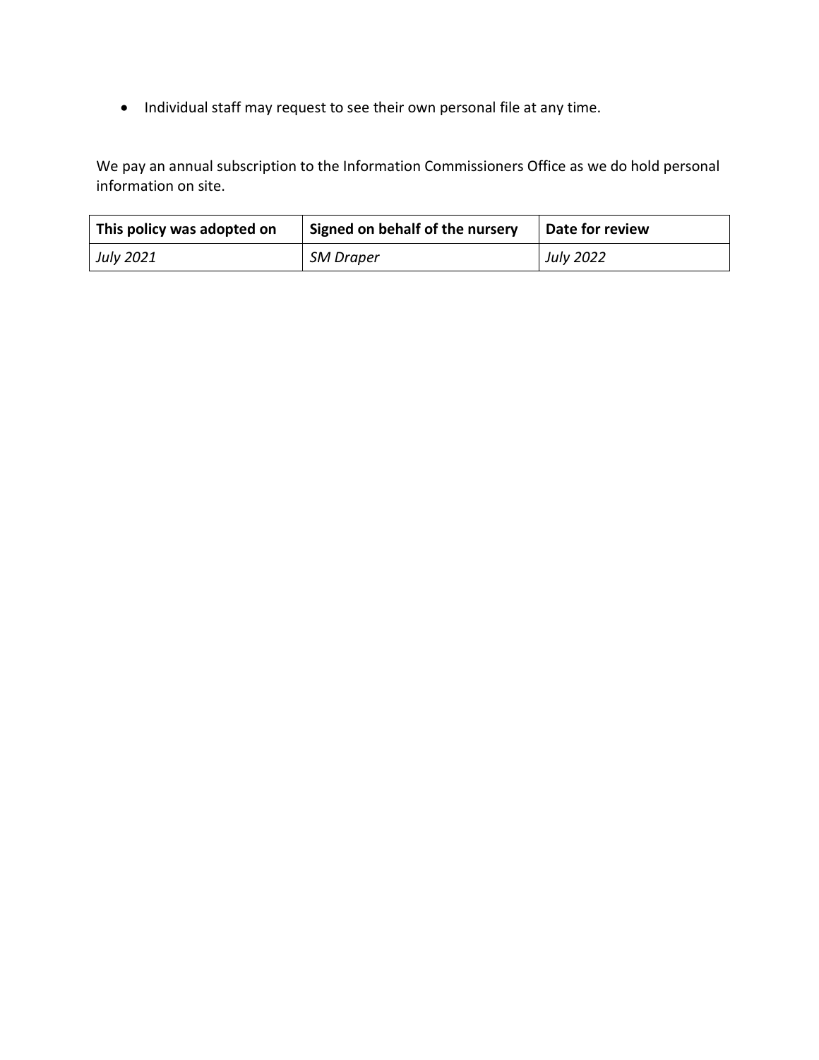- Individual staff may request to see their own personal file at any time.

We pay an annual subscription to the Information Commissioners Office as we do hold personal information on site.

| **This policy was adopted on** | **Signed on behalf of the nursery** | **Date for review** |
|---|---|---|
| *July 2021* | *SM Draper* | *July 2022* |